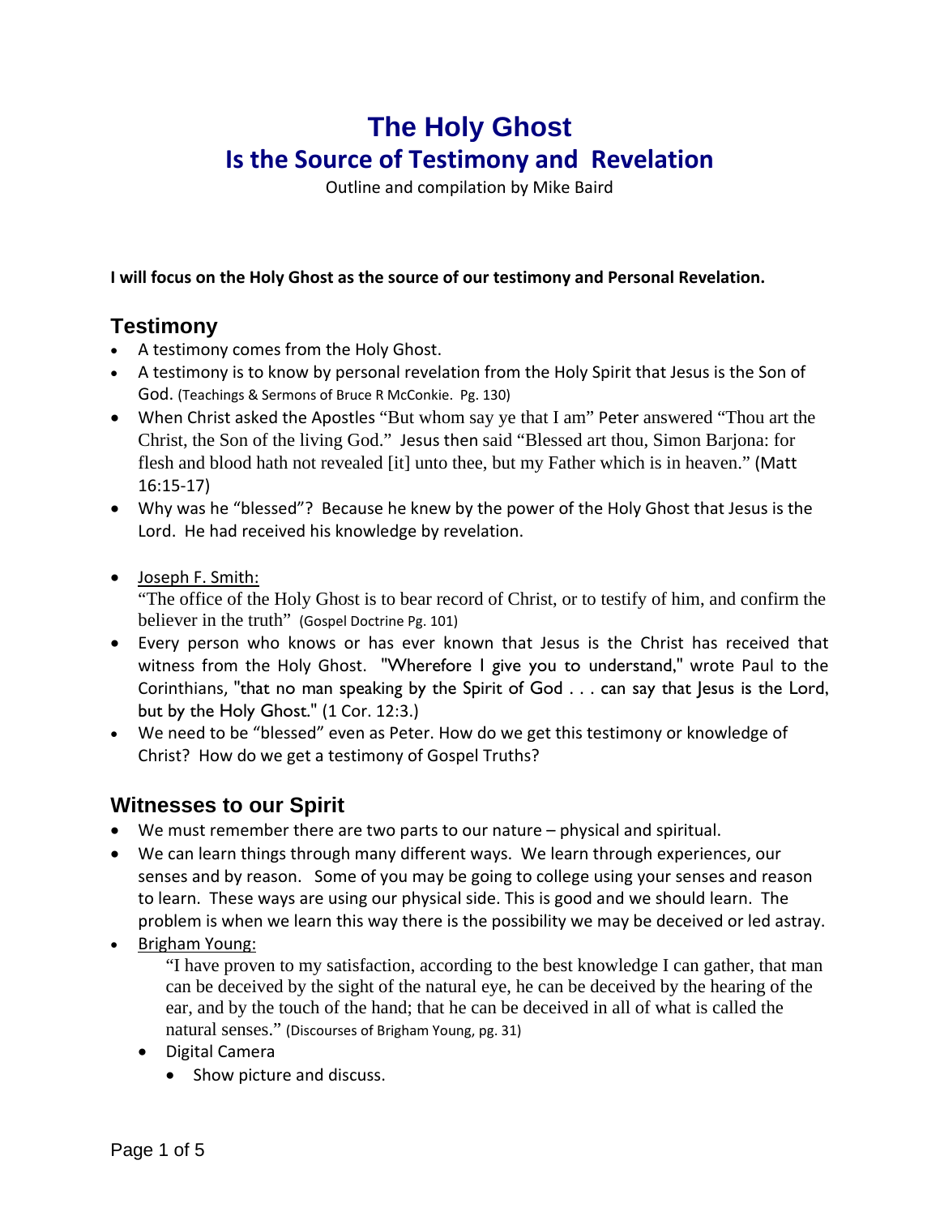# The Holy Ghost
## Is the Source of Testimony and Revelation

Outline and compilation by Mike Baird

**I will focus on the Holy Ghost as the source of our testimony and Personal Revelation.**

## Testimony

- A testimony comes from the Holy Ghost.
- A testimony is to know by personal revelation from the Holy Spirit that Jesus is the Son of God. (Teachings & Sermons of Bruce R McConkie. Pg. 130)
- When Christ asked the Apostles "But whom say ye that I am" Peter answered "Thou art the Christ, the Son of the living God." Jesus then said "Blessed art thou, Simon Barjona: for flesh and blood hath not revealed [it] unto thee, but my Father which is in heaven." (Matt 16:15-17)
- Why was he "blessed"? Because he knew by the power of the Holy Ghost that Jesus is the Lord. He had received his knowledge by revelation.
- Joseph F. Smith:
  "The office of the Holy Ghost is to bear record of Christ, or to testify of him, and confirm the believer in the truth" (Gospel Doctrine Pg. 101)
- Every person who knows or has ever known that Jesus is the Christ has received that witness from the Holy Ghost. "Wherefore I give you to understand," wrote Paul to the Corinthians, "that no man speaking by the Spirit of God . . . can say that Jesus is the Lord, but by the Holy Ghost." (1 Cor. 12:3.)
- We need to be "blessed" even as Peter. How do we get this testimony or knowledge of Christ? How do we get a testimony of Gospel Truths?

## Witnesses to our Spirit

- We must remember there are two parts to our nature – physical and spiritual.
- We can learn things through many different ways. We learn through experiences, our senses and by reason. Some of you may be going to college using your senses and reason to learn. These ways are using our physical side. This is good and we should learn. The problem is when we learn this way there is the possibility we may be deceived or led astray.
- Brigham Young:
  "I have proven to my satisfaction, according to the best knowledge I can gather, that man can be deceived by the sight of the natural eye, he can be deceived by the hearing of the ear, and by the touch of the hand; that he can be deceived in all of what is called the natural senses." (Discourses of Brigham Young, pg. 31)
  - Digital Camera
    - Show picture and discuss.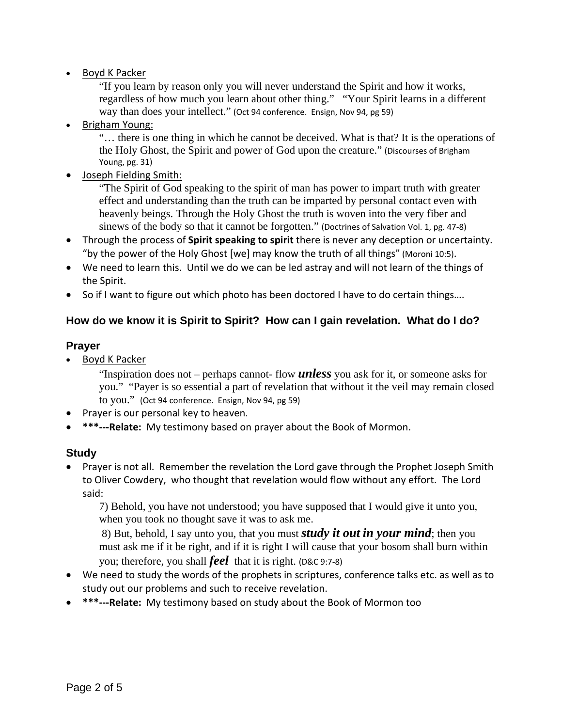- <u>Boyd K Packer</u>

  "If you learn by reason only you will never understand the Spirit and how it works, regardless of how much you learn about other thing." "Your Spirit learns in a different way than does your intellect." (Oct 94 conference. Ensign, Nov 94, pg 59)

- <u>Brigham Young:</u>

  "… there is one thing in which he cannot be deceived. What is that? It is the operations of the Holy Ghost, the Spirit and power of God upon the creature." (Discourses of Brigham Young, pg. 31)

- <u>Joseph Fielding Smith:</u>

  "The Spirit of God speaking to the spirit of man has power to impart truth with greater effect and understanding than the truth can be imparted by personal contact even with heavenly beings. Through the Holy Ghost the truth is woven into the very fiber and sinews of the body so that it cannot be forgotten." (Doctrines of Salvation Vol. 1, pg. 47-8)

- Through the process of **Spirit speaking to spirit** there is never any deception or uncertainty. "by the power of the Holy Ghost [we] may know the truth of all things" (Moroni 10:5).
- We need to learn this. Until we do we can be led astray and will not learn of the things of the Spirit.
- So if I want to figure out which photo has been doctored I have to do certain things….

### How do we know it is Spirit to Spirit? How can I gain revelation. What do I do?

### Prayer

- <u>Boyd K Packer</u>

  "Inspiration does not – perhaps cannot- flow ***unless*** you ask for it, or someone asks for you." "Payer is so essential a part of revelation that without it the veil may remain closed to you." (Oct 94 conference. Ensign, Nov 94, pg 59)

- Prayer is our personal key to heaven.
- **\*\*\*---Relate:** My testimony based on prayer about the Book of Mormon.

### Study

- Prayer is not all. Remember the revelation the Lord gave through the Prophet Joseph Smith to Oliver Cowdery, who thought that revelation would flow without any effort. The Lord said:

  7) Behold, you have not understood; you have supposed that I would give it unto you, when you took no thought save it was to ask me.

  8) But, behold, I say unto you, that you must ***study it out in your mind***; then you must ask me if it be right, and if it is right I will cause that your bosom shall burn within you; therefore, you shall ***feel*** that it is right. (D&C 9:7-8)

- We need to study the words of the prophets in scriptures, conference talks etc. as well as to study out our problems and such to receive revelation.
- **\*\*\*---Relate:** My testimony based on study about the Book of Mormon too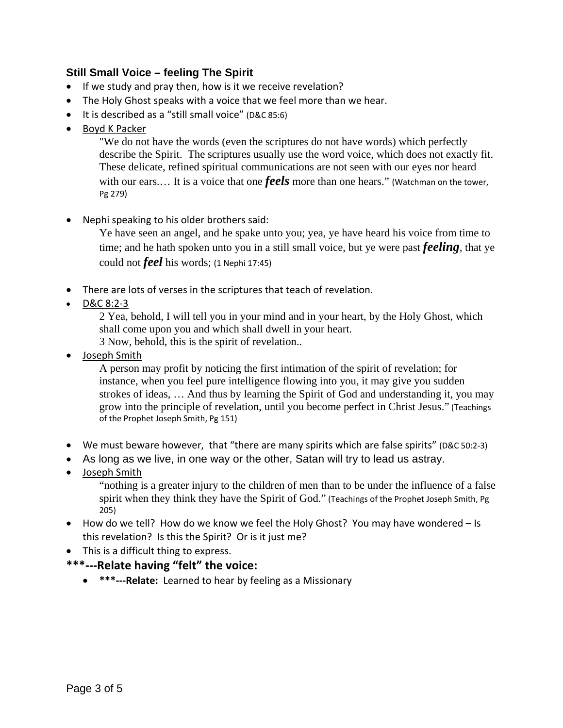### Still Small Voice – feeling The Spirit

- If we study and pray then, how is it we receive revelation?
- The Holy Ghost speaks with a voice that we feel more than we hear.
- It is described as a "still small voice" (D&C 85:6)
- Boyd K Packer

  "We do not have the words (even the scriptures do not have words) which perfectly describe the Spirit. The scriptures usually use the word voice, which does not exactly fit. These delicate, refined spiritual communications are not seen with our eyes nor heard with our ears.… It is a voice that one ***feels*** more than one hears." (Watchman on the tower, Pg 279)

- Nephi speaking to his older brothers said:

  Ye have seen an angel, and he spake unto you; yea, ye have heard his voice from time to time; and he hath spoken unto you in a still small voice, but ye were past ***feeling***, that ye could not ***feel*** his words; (1 Nephi 17:45)

- There are lots of verses in the scriptures that teach of revelation.
- D&C 8:2-3

  2 Yea, behold, I will tell you in your mind and in your heart, by the Holy Ghost, which shall come upon you and which shall dwell in your heart.
  3 Now, behold, this is the spirit of revelation..

- Joseph Smith

  A person may profit by noticing the first intimation of the spirit of revelation; for instance, when you feel pure intelligence flowing into you, it may give you sudden strokes of ideas, … And thus by learning the Spirit of God and understanding it, you may grow into the principle of revelation, until you become perfect in Christ Jesus." (Teachings of the Prophet Joseph Smith, Pg 151)

- We must beware however, that "there are many spirits which are false spirits" (D&C 50:2-3)
- As long as we live, in one way or the other, Satan will try to lead us astray.
- Joseph Smith

  "nothing is a greater injury to the children of men than to be under the influence of a false spirit when they think they have the Spirit of God." (Teachings of the Prophet Joseph Smith, Pg 205)

- How do we tell? How do we know we feel the Holy Ghost? You may have wondered – Is this revelation? Is this the Spirit? Or is it just me?
- This is a difficult thing to express.

**\*\*\*---Relate having "felt" the voice:**

  - **\*\*\*---Relate:** Learned to hear by feeling as a Missionary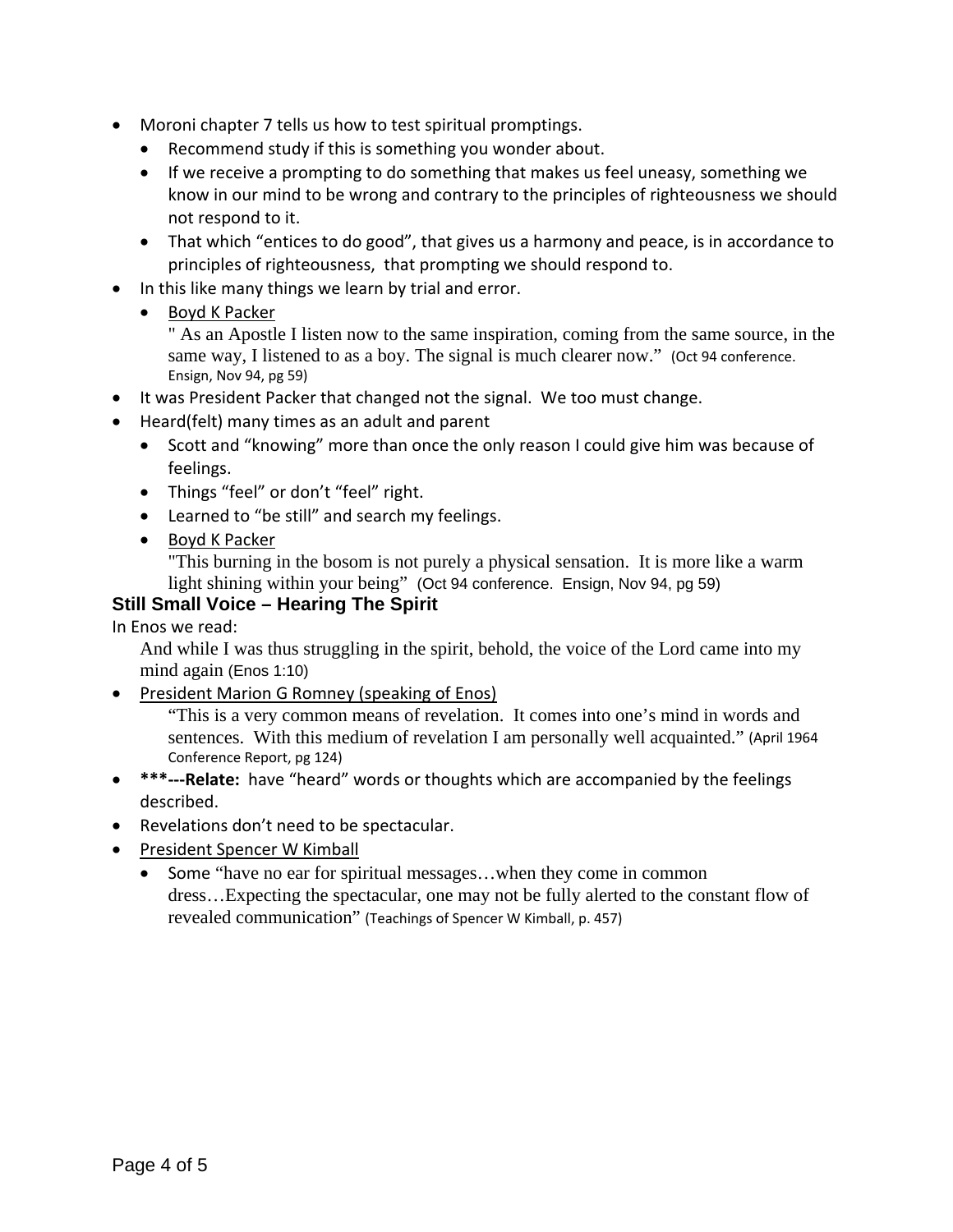- Moroni chapter 7 tells us how to test spiritual promptings.
  - Recommend study if this is something you wonder about.
  - If we receive a prompting to do something that makes us feel uneasy, something we know in our mind to be wrong and contrary to the principles of righteousness we should not respond to it.
  - That which "entices to do good", that gives us a harmony and peace, is in accordance to principles of righteousness, that prompting we should respond to.
- In this like many things we learn by trial and error.
  - <u>Boyd K Packer</u>
    " As an Apostle I listen now to the same inspiration, coming from the same source, in the same way, I listened to as a boy. The signal is much clearer now." (Oct 94 conference. Ensign, Nov 94, pg 59)
- It was President Packer that changed not the signal. We too must change.
- Heard(felt) many times as an adult and parent
  - Scott and "knowing" more than once the only reason I could give him was because of feelings.
  - Things "feel" or don't "feel" right.
  - Learned to "be still" and search my feelings.
  - <u>Boyd K Packer</u>
    "This burning in the bosom is not purely a physical sensation. It is more like a warm light shining within your being" (Oct 94 conference. Ensign, Nov 94, pg 59)

## Still Small Voice – Hearing The Spirit

In Enos we read:

> And while I was thus struggling in the spirit, behold, the voice of the Lord came into my mind again (Enos 1:10)

- <u>President Marion G Romney (speaking of Enos)</u>
  "This is a very common means of revelation. It comes into one's mind in words and sentences. With this medium of revelation I am personally well acquainted." (April 1964 Conference Report, pg 124)
- **\*\*\*---Relate:** have "heard" words or thoughts which are accompanied by the feelings described.
- Revelations don't need to be spectacular.
- <u>President Spencer W Kimball</u>
  - Some "have no ear for spiritual messages…when they come in common dress…Expecting the spectacular, one may not be fully alerted to the constant flow of revealed communication" (Teachings of Spencer W Kimball, p. 457)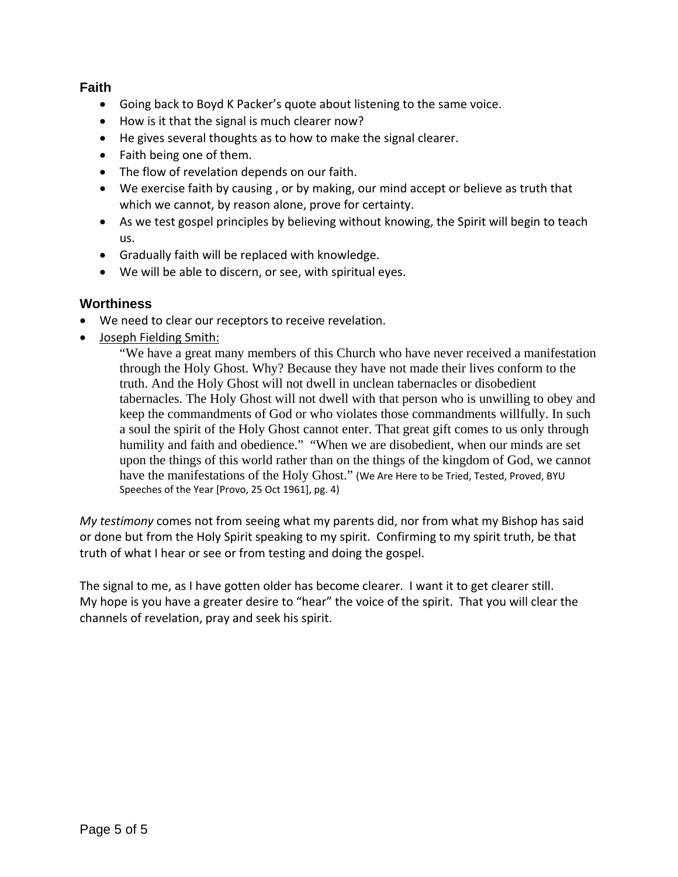## Faith

- Going back to Boyd K Packer's quote about listening to the same voice.
- How is it that the signal is much clearer now?
- He gives several thoughts as to how to make the signal clearer.
- Faith being one of them.
- The flow of revelation depends on our faith.
- We exercise faith by causing , or by making, our mind accept or believe as truth that which we cannot, by reason alone, prove for certainty.
- As we test gospel principles by believing without knowing, the Spirit will begin to teach us.
- Gradually faith will be replaced with knowledge.
- We will be able to discern, or see, with spiritual eyes.

## Worthiness

- We need to clear our receptors to receive revelation.
- Joseph Fielding Smith:

> "We have a great many members of this Church who have never received a manifestation through the Holy Ghost. Why? Because they have not made their lives conform to the truth. And the Holy Ghost will not dwell in unclean tabernacles or disobedient tabernacles. The Holy Ghost will not dwell with that person who is unwilling to obey and keep the commandments of God or who violates those commandments willfully. In such a soul the spirit of the Holy Ghost cannot enter. That great gift comes to us only through humility and faith and obedience." "When we are disobedient, when our minds are set upon the things of this world rather than on the things of the kingdom of God, we cannot have the manifestations of the Holy Ghost." (We Are Here to be Tried, Tested, Proved, BYU Speeches of the Year [Provo, 25 Oct 1961], pg. 4)

*My testimony* comes not from seeing what my parents did, nor from what my Bishop has said or done but from the Holy Spirit speaking to my spirit. Confirming to my spirit truth, be that truth of what I hear or see or from testing and doing the gospel.

The signal to me, as I have gotten older has become clearer. I want it to get clearer still. My hope is you have a greater desire to "hear" the voice of the spirit. That you will clear the channels of revelation, pray and seek his spirit.